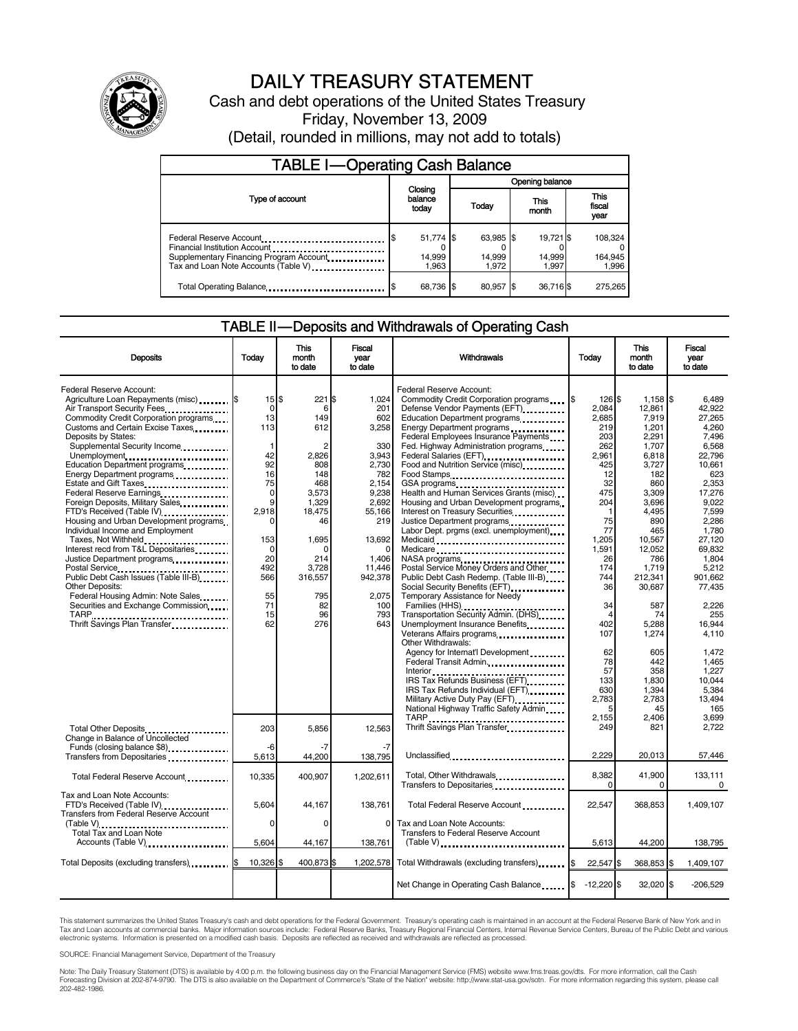# DAILY TREASURY STATEMENT

Cash and debt operations of the United States Treasury

Friday, November 13, 2009

(Detail, rounded in millions, may not add to totals)

## TABLE I—Operating Cash Balance

| Type of account | Closing balance today | Opening balance Today | Opening balance This month | Opening balance This fiscal year |
|---|---|---|---|---|
| Federal Reserve Account | $ 51,774 | $ 63,985 | $ 19,721 | $ 108,324 |
| Financial Institution Account | 0 | 0 | 0 | 0 |
| Supplementary Financing Program Account | 14,999 | 14,999 | 14,999 | 164,945 |
| Tax and Loan Note Accounts (Table V) | 1,963 | 1,972 | 1,997 | 1,996 |
| Total Operating Balance | $ 68,736 | $ 80,957 | $ 36,716 | $ 275,265 |

## TABLE II—Deposits and Withdrawals of Operating Cash

| Deposits | Today | This month to date | Fiscal year to date |
|---|---|---|---|
| Federal Reserve Account: | | | |
| Agriculture Loan Repayments (misc) | $ 15 | $ 221 | $ 1,024 |
| Air Transport Security Fees | 0 | 6 | 201 |
| Commodity Credit Corporation programs | 13 | 149 | 602 |
| Customs and Certain Excise Taxes | 113 | 612 | 3,258 |
| Deposits by States: | | | |
| Supplemental Security Income | 1 | 2 | 330 |
| Unemployment | 42 | 2,826 | 3,943 |
| Education Department programs | 92 | 808 | 2,730 |
| Energy Department programs | 16 | 148 | 782 |
| Estate and Gift Taxes | 75 | 468 | 2,154 |
| Federal Reserve Earnings | 0 | 3,573 | 9,238 |
| Foreign Deposits, Military Sales | 9 | 1,329 | 2,692 |
| FTD's Received (Table IV) | 2,918 | 18,475 | 55,166 |
| Housing and Urban Development programs | 0 | 46 | 219 |
| Individual Income and Employment Taxes, Not Withheld | 153 | 1,695 | 13,692 |
| Interest recd from T&L Depositaries | 0 | 0 | 0 |
| Justice Department programs | 20 | 214 | 1,406 |
| Postal Service | 492 | 3,728 | 11,446 |
| Public Debt Cash Issues (Table III-B) | 566 | 316,557 | 942,378 |
| Other Deposits: | | | |
| Federal Housing Admin: Note Sales | 55 | 795 | 2,075 |
| Securities and Exchange Commission | 71 | 82 | 100 |
| TARP | 15 | 96 | 793 |
| Thrift Savings Plan Transfer | 62 | 276 | 643 |
| Total Other Deposits | 203 | 5,856 | 12,563 |
| Change in Balance of Uncollected Funds (closing balance $8) | -6 | -7 | -7 |
| Transfers from Depositaries | 5,613 | 44,200 | 138,795 |
| Total Federal Reserve Account | 10,335 | 400,907 | 1,202,611 |
| Tax and Loan Note Accounts: | | | |
| FTD's Received (Table IV) | 5,604 | 44,167 | 138,761 |
| Transfers from Federal Reserve Account (Table V) | 0 | 0 | 0 |
| Total Tax and Loan Note Accounts (Table V) | 5,604 | 44,167 | 138,761 |
| Total Deposits (excluding transfers) | $ 10,326 | $ 400,873 | $ 1,202,578 |

| Withdrawals | Today | This month to date | Fiscal year to date |
|---|---|---|---|
| Federal Reserve Account: | | | |
| Commodity Credit Corporation programs | $ 126 | $ 1,158 | $ 6,489 |
| Defense Vendor Payments (EFT) | 2,084 | 12,861 | 42,922 |
| Education Department programs | 2,685 | 7,919 | 27,265 |
| Energy Department programs | 219 | 1,201 | 4,260 |
| Federal Employees Insurance Payments | 203 | 2,291 | 7,496 |
| Fed. Highway Administration programs | 262 | 1,707 | 6,568 |
| Federal Salaries (EFT) | 2,961 | 6,818 | 22,796 |
| Food and Nutrition Service (misc) | 425 | 3,727 | 10,661 |
| Food Stamps | 12 | 182 | 623 |
| GSA programs | 32 | 860 | 2,353 |
| Health and Human Services Grants (misc) | 475 | 3,309 | 17,276 |
| Housing and Urban Development programs | 204 | 3,696 | 9,022 |
| Interest on Treasury Securities | 1 | 4,495 | 7,599 |
| Justice Department programs | 75 | 890 | 2,286 |
| Labor Dept. prgms (excl. unemployment) | 77 | 465 | 1,780 |
| Medicaid | 1,205 | 10,567 | 27,120 |
| Medicare | 1,591 | 12,052 | 69,832 |
| NASA programs | 26 | 786 | 1,804 |
| Postal Service Money Orders and Other | 174 | 1,719 | 5,212 |
| Public Debt Cash Redemp. (Table III-B) | 744 | 212,341 | 901,662 |
| Social Security Benefits (EFT) | 36 | 30,687 | 77,435 |
| Temporary Assistance for Needy Families (HHS) | 34 | 587 | 2,226 |
| Transportation Security Admin. (DHS) | 4 | 74 | 255 |
| Unemployment Insurance Benefits | 402 | 5,288 | 16,944 |
| Veterans Affairs programs | 107 | 1,274 | 4,110 |
| Other Withdrawals: | | | |
| Agency for Internat'l Development | 62 | 605 | 1,472 |
| Federal Transit Admin. | 78 | 442 | 1,465 |
| Interior | 57 | 358 | 1,227 |
| IRS Tax Refunds Business (EFT) | 133 | 1,830 | 10,044 |
| IRS Tax Refunds Individual (EFT) | 630 | 1,394 | 5,384 |
| Military Active Duty Pay (EFT) | 2,783 | 2,783 | 13,494 |
| National Highway Traffic Safety Admin | 5 | 45 | 165 |
| TARP | 2,155 | 2,406 | 3,699 |
| Thrift Savings Plan Transfer | 249 | 821 | 2,722 |
| Unclassified | 2,229 | 20,013 | 57,446 |
| Total, Other Withdrawals | 8,382 | 41,900 | 133,111 |
| Transfers to Depositaries | 0 | 0 | 0 |
| Total Federal Reserve Account | 22,547 | 368,853 | 1,409,107 |
| Tax and Loan Note Accounts: | | | |
| Transfers to Federal Reserve Account (Table V) | 5,613 | 44,200 | 138,795 |
| Total Withdrawals (excluding transfers) | $ 22,547 | $ 368,853 | $ 1,409,107 |
| Net Change in Operating Cash Balance | $ -12,220 | $ 32,020 | $ -206,529 |

This statement summarizes the United States Treasury's cash and debt operations for the Federal Government. Treasury's operating cash is maintained in an account at the Federal Reserve Bank of New York and in Tax and Loan accounts at commercial banks. Major information sources include: Federal Reserve Banks, Treasury Regional Financial Centers, Internal Revenue Service Centers, Bureau of the Public Debt and various electronic systems. Information is presented on a modified cash basis. Deposits are reflected as received and withdrawals are reflected as processed.

SOURCE: Financial Management Service, Department of the Treasury

Note: The Daily Treasury Statement (DTS) is available by 4:00 p.m. the following business day on the Financial Management Service (FMS) website www.fms.treas.gov/dts. For more information, call the Cash Forecasting Division at 202-874-9790. The DTS is also available on the Department of Commerce's "State of the Nation" website: http://www.stat-usa.gov/sotn. For more information regarding this system, please call 202-482-1986.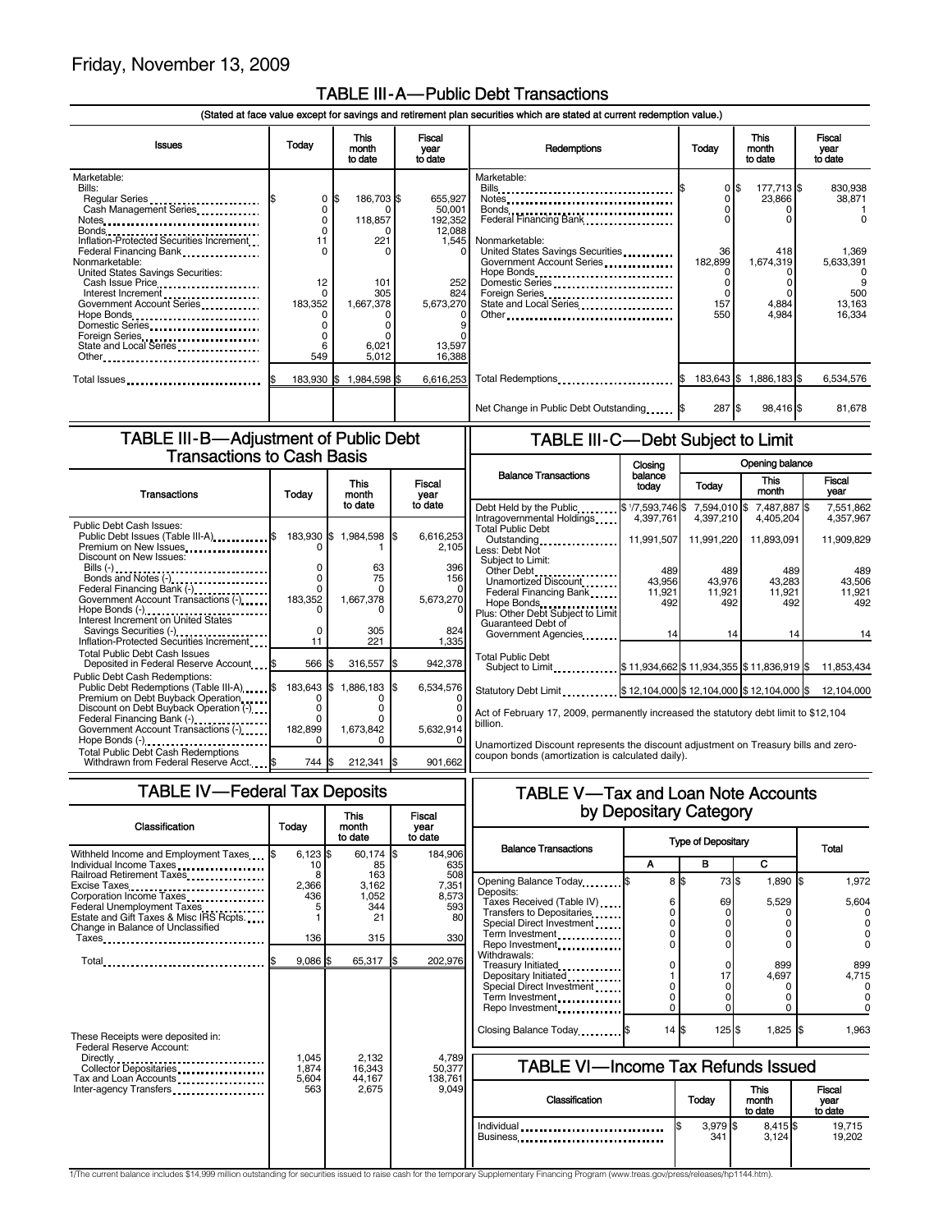Friday, November 13, 2009

## TABLE III-A—Public Debt Transactions

(Stated at face value except for savings and retirement plan securities which are stated at current redemption value.)

| Issues | Today | This month to date | Fiscal year to date |
|---|---|---|---|
| Marketable: | | | |
| Bills: | | | |
| Regular Series | $ 0 | $ 186,703 | $ 655,927 |
| Cash Management Series | 0 | 0 | 50,001 |
| Notes | 0 | 118,857 | 192,352 |
| Bonds | 0 | 0 | 12,088 |
| Inflation-Protected Securities Increment | 11 | 221 | 1,545 |
| Federal Financing Bank | 0 | 0 | 0 |
| Nonmarketable: | | | |
| United States Savings Securities: | | | |
| Cash Issue Price | 12 | 101 | 252 |
| Interest Increment | 0 | 305 | 824 |
| Government Account Series | 183,352 | 1,667,378 | 5,673,270 |
| Hope Bonds | 0 | 0 | 0 |
| Domestic Series | 0 | 0 | 9 |
| Foreign Series | 0 | 0 | 0 |
| State and Local Series | 6 | 6,021 | 13,597 |
| Other | 549 | 5,012 | 16,388 |
| Total Issues | $ 183,930 | $ 1,984,598 | $ 6,616,253 |

| Redemptions | Today | This month to date | Fiscal year to date |
|---|---|---|---|
| Marketable: | | | |
| Bills | $ 0 | $ 177,713 | $ 830,938 |
| Notes | 0 | 23,866 | 38,871 |
| Bonds | 0 | 0 | 1 |
| Federal Financing Bank | 0 | 0 | 0 |
| Nonmarketable: | | | |
| United States Savings Securities | 36 | 418 | 1,369 |
| Government Account Series | 182,899 | 1,674,319 | 5,633,391 |
| Hope Bonds | 0 | 0 | 0 |
| Domestic Series | 0 | 0 | 9 |
| Foreign Series | 0 | 0 | 500 |
| State and Local Series | 157 | 4,884 | 13,163 |
| Other | 550 | 4,984 | 16,334 |
| Total Redemptions | $ 183,643 | $ 1,886,183 | $ 6,534,576 |
| Net Change in Public Debt Outstanding | $ 287 | $ 98,416 | $ 81,678 |

## TABLE III-B—Adjustment of Public Debt Transactions to Cash Basis

| Transactions | Today | This month to date | Fiscal year to date |
|---|---|---|---|
| Public Debt Cash Issues: | | | |
| Public Debt Issues (Table III-A) | $ 183,930 | $ 1,984,598 | $ 6,616,253 |
| Premium on New Issues | 0 | 1 | 2,105 |
| Discount on New Issues: | | | |
| Bills (-) | 0 | 63 | 396 |
| Bonds and Notes (-) | 0 | 75 | 156 |
| Federal Financing Bank (-) | 0 | 0 | 0 |
| Government Account Transactions (-) | 183,352 | 1,667,378 | 5,673,270 |
| Hope Bonds (-) | 0 | 0 | 0 |
| Interest Increment on United States Savings Securities (-) | 0 | 305 | 824 |
| Inflation-Protected Securities Increment | 11 | 221 | 1,335 |
| Total Public Debt Cash Issues Deposited in Federal Reserve Account | $ 566 | $ 316,557 | $ 942,378 |
| Public Debt Cash Redemptions: | | | |
| Public Debt Redemptions (Table III-A) | $ 183,643 | $ 1,886,183 | $ 6,534,576 |
| Premium on Debt Buyback Operation | 0 | 0 | 0 |
| Discount on Debt Buyback Operation (-) | 0 | 0 | 0 |
| Federal Financing Bank (-) | 0 | 0 | 0 |
| Government Account Transactions (-) | 182,899 | 1,673,842 | 5,632,914 |
| Hope Bonds (-) | 0 | 0 | 0 |
| Total Public Debt Cash Redemptions Withdrawn from Federal Reserve Acct. | $ 744 | $ 212,341 | $ 901,662 |

## TABLE III-C—Debt Subject to Limit

| Balance Transactions | Closing balance today | Opening balance Today | Opening balance This month | Opening balance Fiscal year |
|---|---|---|---|---|
| Debt Held by the Public | $ [1]7,593,746 | $ 7,594,010 | $ 7,487,887 | $ 7,551,862 |
| Intragovernmental Holdings | 4,397,761 | 4,397,210 | 4,405,204 | 4,357,967 |
| Total Public Debt Outstanding | 11,991,507 | 11,991,220 | 11,893,091 | 11,909,829 |
| Less: Debt Not Subject to Limit: | | | | |
| Other Debt | 489 | 489 | 489 | 489 |
| Unamortized Discount | 43,956 | 43,976 | 43,283 | 43,506 |
| Federal Financing Bank | 11,921 | 11,921 | 11,921 | 11,921 |
| Hope Bonds | 492 | 492 | 492 | 492 |
| Plus: Other Debt Subject to Limit | | | | |
| Guaranteed Debt of Government Agencies | 14 | 14 | 14 | 14 |
| Total Public Debt Subject to Limit | $ 11,934,662 | $ 11,934,355 | $ 11,836,919 | $ 11,853,434 |
| Statutory Debt Limit | $ 12,104,000 | $ 12,104,000 | $ 12,104,000 | $ 12,104,000 |

Act of February 17, 2009, permanently increased the statutory debt limit to $12,104 billion.

Unamortized Discount represents the discount adjustment on Treasury bills and zero-coupon bonds (amortization is calculated daily).

## TABLE IV—Federal Tax Deposits

| Classification | Today | This month to date | Fiscal year to date |
|---|---|---|---|
| Withheld Income and Employment Taxes | $ 6,123 | $ 60,174 | $ 184,906 |
| Individual Income Taxes | 10 | 85 | 635 |
| Railroad Retirement Taxes | 8 | 163 | 508 |
| Excise Taxes | 2,366 | 3,162 | 7,351 |
| Corporation Income Taxes | 436 | 1,052 | 8,573 |
| Federal Unemployment Taxes | 5 | 344 | 593 |
| Estate and Gift Taxes & Misc IRS Rcpts. | 1 | 21 | 80 |
| Change in Balance of Unclassified Taxes | 136 | 315 | 330 |
| Total | $ 9,086 | $ 65,317 | $ 202,976 |
| These Receipts were deposited in: | | | |
| Federal Reserve Account: | | | |
| Directly | 1,045 | 2,132 | 4,789 |
| Collector Depositaries | 1,874 | 16,343 | 50,377 |
| Tax and Loan Accounts | 5,604 | 44,167 | 138,761 |
| Inter-agency Transfers | 563 | 2,675 | 9,049 |

## TABLE V—Tax and Loan Note Accounts by Depositary Category

| Balance Transactions | Type of Depositary A | B | C | Total |
|---|---|---|---|---|
| Opening Balance Today | $ 8 | $ 73 | $ 1,890 | $ 1,972 |
| Deposits: | | | | |
| Taxes Received (Table IV) | 6 | 69 | 5,529 | 5,604 |
| Transfers to Depositaries | 0 | 0 | 0 | 0 |
| Special Direct Investment | 0 | 0 | 0 | 0 |
| Term Investment | 0 | 0 | 0 | 0 |
| Repo Investment | 0 | 0 | 0 | 0 |
| Withdrawals: | | | | |
| Treasury Initiated | 0 | 0 | 899 | 899 |
| Depositary Initiated | 1 | 17 | 4,697 | 4,715 |
| Special Direct Investment | 0 | 0 | 0 | 0 |
| Term Investment | 0 | 0 | 0 | 0 |
| Repo Investment | 0 | 0 | 0 | 0 |
| Closing Balance Today | $ 14 | $ 125 | $ 1,825 | $ 1,963 |

## TABLE VI—Income Tax Refunds Issued

| Classification | Today | This month to date | Fiscal year to date |
|---|---|---|---|
| Individual | $ 3,979 | $ 8,415 | $ 19,715 |
| Business | 341 | 3,124 | 19,202 |

1/The current balance includes $14,999 million outstanding for securities issued to raise cash for the temporary Supplementary Financing Program (www.treas.gov/press/releases/hp1144.htm).